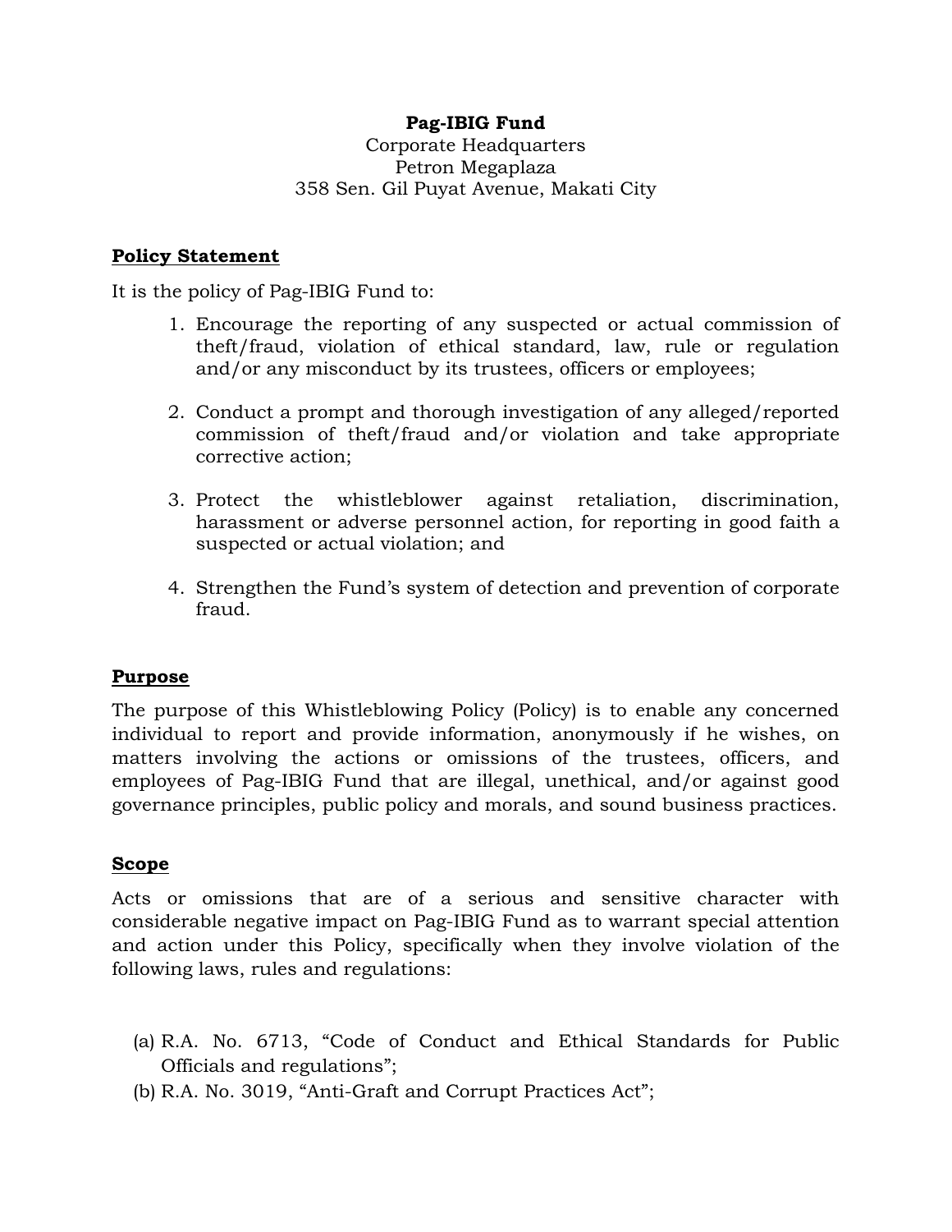**Pag-IBIG Fund**
Corporate Headquarters
Petron Megaplaza
358 Sen. Gil Puyat Avenue, Makati City

## Policy Statement

It is the policy of Pag-IBIG Fund to:

1. Encourage the reporting of any suspected or actual commission of theft/fraud, violation of ethical standard, law, rule or regulation and/or any misconduct by its trustees, officers or employees;

2. Conduct a prompt and thorough investigation of any alleged/reported commission of theft/fraud and/or violation and take appropriate corrective action;

3. Protect the whistleblower against retaliation, discrimination, harassment or adverse personnel action, for reporting in good faith a suspected or actual violation; and

4. Strengthen the Fund's system of detection and prevention of corporate fraud.

## Purpose

The purpose of this Whistleblowing Policy (Policy) is to enable any concerned individual to report and provide information, anonymously if he wishes, on matters involving the actions or omissions of the trustees, officers, and employees of Pag-IBIG Fund that are illegal, unethical, and/or against good governance principles, public policy and morals, and sound business practices.

## Scope

Acts or omissions that are of a serious and sensitive character with considerable negative impact on Pag-IBIG Fund as to warrant special attention and action under this Policy, specifically when they involve violation of the following laws, rules and regulations:

(a) R.A. No. 6713, "Code of Conduct and Ethical Standards for Public Officials and regulations";
(b) R.A. No. 3019, "Anti-Graft and Corrupt Practices Act";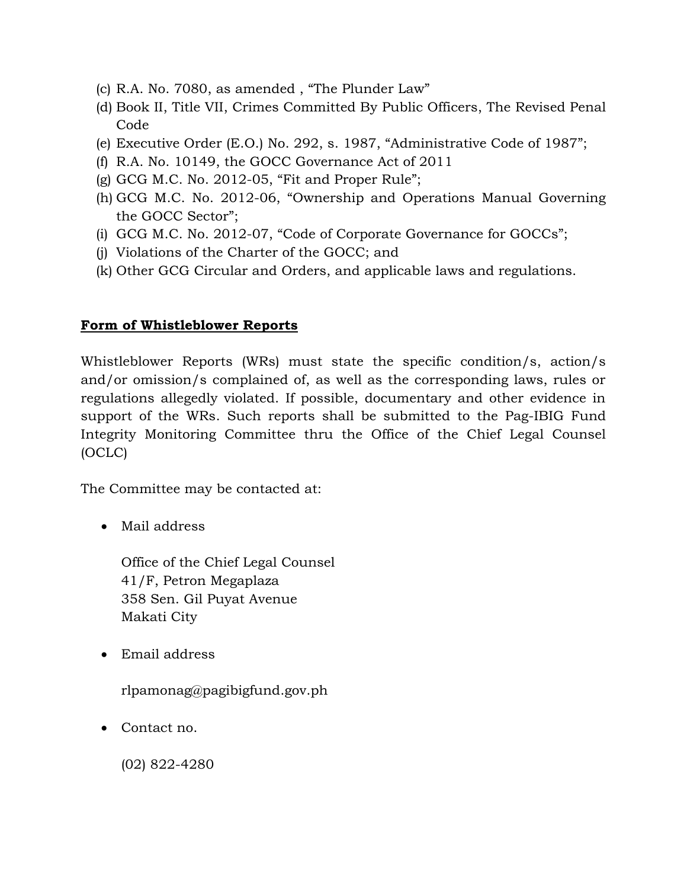(c) R.A. No. 7080, as amended , “The Plunder Law”
(d) Book II, Title VII, Crimes Committed By Public Officers, The Revised Penal Code
(e) Executive Order (E.O.) No. 292, s. 1987, “Administrative Code of 1987”;
(f) R.A. No. 10149, the GOCC Governance Act of 2011
(g) GCG M.C. No. 2012-05, “Fit and Proper Rule”;
(h) GCG M.C. No. 2012-06, “Ownership and Operations Manual Governing the GOCC Sector”;
(i) GCG M.C. No. 2012-07, “Code of Corporate Governance for GOCCs”;
(j) Violations of the Charter of the GOCC; and
(k) Other GCG Circular and Orders, and applicable laws and regulations.

**Form of Whistleblower Reports**

Whistleblower Reports (WRs) must state the specific condition/s, action/s and/or omission/s complained of, as well as the corresponding laws, rules or regulations allegedly violated. If possible, documentary and other evidence in support of the WRs. Such reports shall be submitted to the Pag-IBIG Fund Integrity Monitoring Committee thru the Office of the Chief Legal Counsel (OCLC)

The Committee may be contacted at:

- Mail address

  Office of the Chief Legal Counsel
  41/F, Petron Megaplaza
  358 Sen. Gil Puyat Avenue
  Makati City

- Email address

  rlpamonag@pagibigfund.gov.ph

- Contact no.

  (02) 822-4280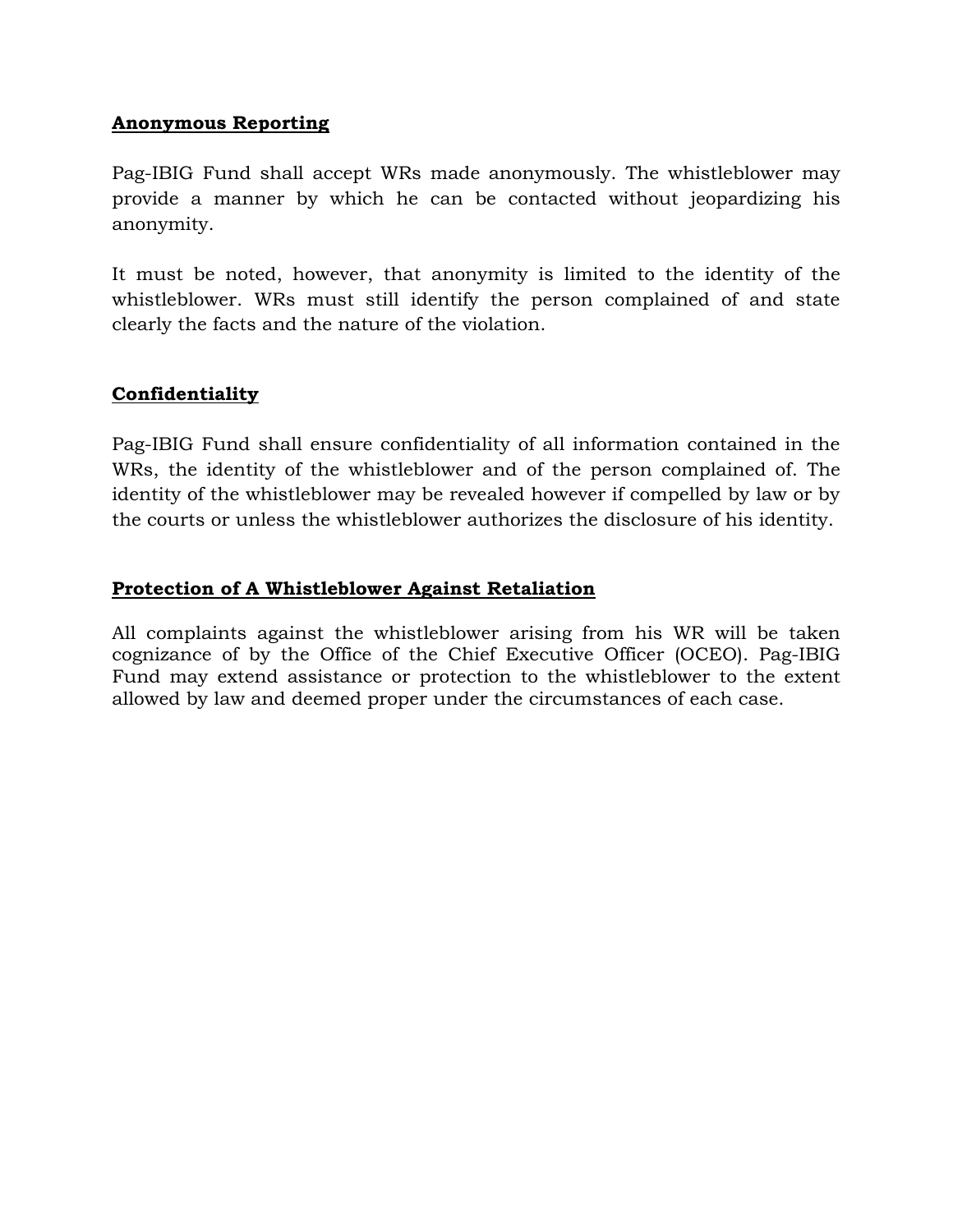**Anonymous Reporting**

Pag-IBIG Fund shall accept WRs made anonymously. The whistleblower may provide a manner by which he can be contacted without jeopardizing his anonymity.

It must be noted, however, that anonymity is limited to the identity of the whistleblower. WRs must still identify the person complained of and state clearly the facts and the nature of the violation.

**Confidentiality**

Pag-IBIG Fund shall ensure confidentiality of all information contained in the WRs, the identity of the whistleblower and of the person complained of. The identity of the whistleblower may be revealed however if compelled by law or by the courts or unless the whistleblower authorizes the disclosure of his identity.

**Protection of A Whistleblower Against Retaliation**

All complaints against the whistleblower arising from his WR will be taken cognizance of by the Office of the Chief Executive Officer (OCEO). Pag-IBIG Fund may extend assistance or protection to the whistleblower to the extent allowed by law and deemed proper under the circumstances of each case.